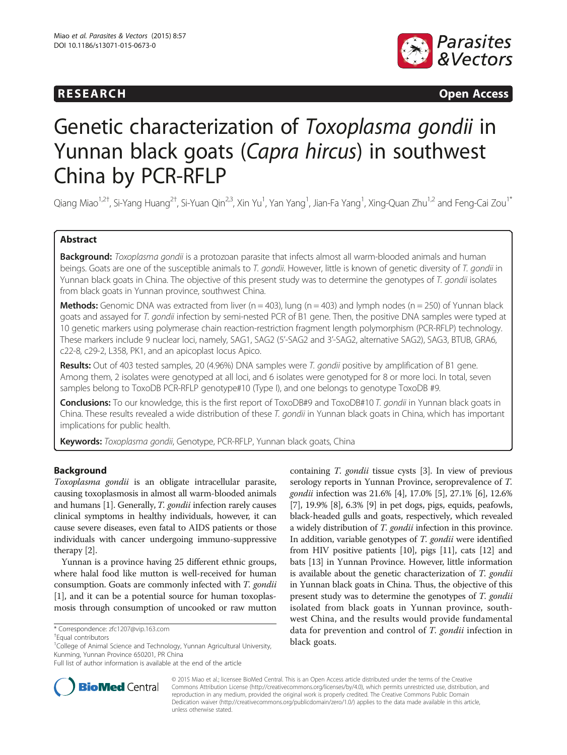RESEARCH Open Access

# Genetic characterization of *Toxoplasma gondii* in Yunnan black goats (*Capra hircus*) in southwest China by PCR-RFLP

Qiang Miao[1,2†], Si-Yang Huang[2†], Si-Yuan Qin[2,3], Xin Yu[1], Yan Yang[1], Jian-Fa Yang[1], Xing-Quan Zhu[1,2] and Feng-Cai Zou[1*]

## Abstract

**Background:** *Toxoplasma gondii* is a protozoan parasite that infects almost all warm-blooded animals and human beings. Goats are one of the susceptible animals to *T. gondii*. However, little is known of genetic diversity of *T. gondii* in Yunnan black goats in China. The objective of this present study was to determine the genotypes of *T. gondii* isolates from black goats in Yunnan province, southwest China.

**Methods:** Genomic DNA was extracted from liver (n = 403), lung (n = 403) and lymph nodes (n = 250) of Yunnan black goats and assayed for *T. gondii* infection by semi-nested PCR of B1 gene. Then, the positive DNA samples were typed at 10 genetic markers using polymerase chain reaction-restriction fragment length polymorphism (PCR-RFLP) technology. These markers include 9 nuclear loci, namely, SAG1, SAG2 (5'-SAG2 and 3'-SAG2, alternative SAG2), SAG3, BTUB, GRA6, c22-8, c29-2, L358, PK1, and an apicoplast locus Apico.

**Results:** Out of 403 tested samples, 20 (4.96%) DNA samples were *T. gondii* positive by amplification of B1 gene. Among them, 2 isolates were genotyped at all loci, and 6 isolates were genotyped for 8 or more loci. In total, seven samples belong to ToxoDB PCR-RFLP genotype#10 (Type I), and one belongs to genotype ToxoDB #9.

**Conclusions:** To our knowledge, this is the first report of ToxoDB#9 and ToxoDB#10 *T. gondii* in Yunnan black goats in China. These results revealed a wide distribution of these *T. gondii* in Yunnan black goats in China, which has important implications for public health.

**Keywords:** *Toxoplasma gondii*, Genotype, PCR-RFLP, Yunnan black goats, China

## Background

*Toxoplasma gondii* is an obligate intracellular parasite, causing toxoplasmosis in almost all warm-blooded animals and humans [1]. Generally, *T. gondii* infection rarely causes clinical symptoms in healthy individuals, however, it can cause severe diseases, even fatal to AIDS patients or those individuals with cancer undergoing immuno-suppressive therapy [2].

Yunnan is a province having 25 different ethnic groups, where halal food like mutton is well-received for human consumption. Goats are commonly infected with *T. gondii* [1], and it can be a potential source for human toxoplasmosis through consumption of uncooked or raw mutton containing *T. gondii* tissue cysts [3]. In view of previous serology reports in Yunnan Province, seroprevalence of *T. gondii* infection was 21.6% [4], 17.0% [5], 27.1% [6], 12.6% [7], 19.9% [8], 6.3% [9] in pet dogs, pigs, equids, peafowls, black-headed gulls and goats, respectively, which revealed a widely distribution of *T. gondii* infection in this province. In addition, variable genotypes of *T. gondii* were identified from HIV positive patients [10], pigs [11], cats [12] and bats [13] in Yunnan Province. However, little information is available about the genetic characterization of *T. gondii* in Yunnan black goats in China. Thus, the objective of this present study was to determine the genotypes of *T. gondii* isolated from black goats in Yunnan province, southwest China, and the results would provide fundamental data for prevention and control of *T. gondii* infection in black goats.

\* Correspondence: zfc1207@vip.163.com

†Equal contributors

[1]College of Animal Science and Technology, Yunnan Agricultural University, Kunming, Yunnan Province 650201, PR China

Full list of author information is available at the end of the article

© 2015 Miao et al.; licensee BioMed Central. This is an Open Access article distributed under the terms of the Creative Commons Attribution License (http://creativecommons.org/licenses/by/4.0), which permits unrestricted use, distribution, and reproduction in any medium, provided the original work is properly credited. The Creative Commons Public Domain Dedication waiver (http://creativecommons.org/publicdomain/zero/1.0/) applies to the data made available in this article, unless otherwise stated.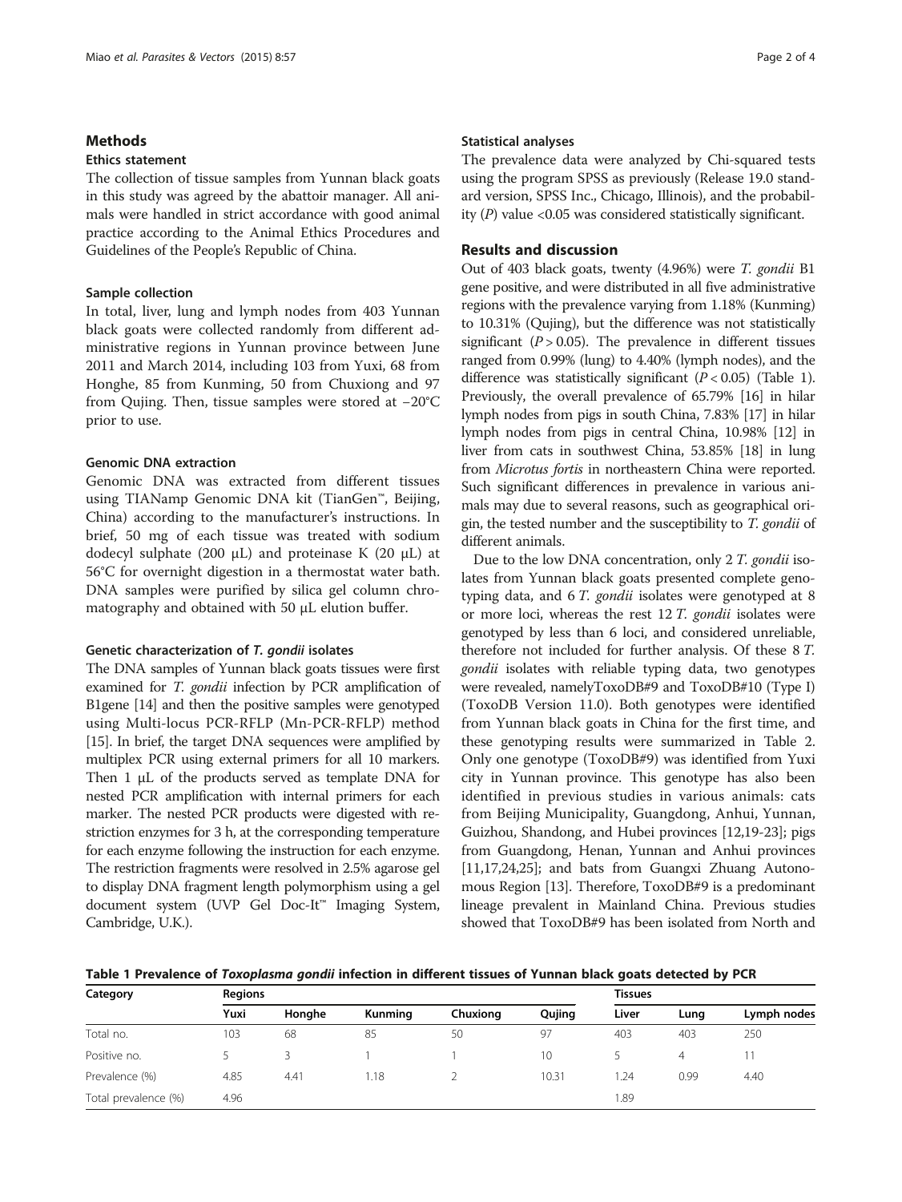## Methods

### Ethics statement

The collection of tissue samples from Yunnan black goats in this study was agreed by the abattoir manager. All animals were handled in strict accordance with good animal practice according to the Animal Ethics Procedures and Guidelines of the People's Republic of China.

### Sample collection

In total, liver, lung and lymph nodes from 403 Yunnan black goats were collected randomly from different administrative regions in Yunnan province between June 2011 and March 2014, including 103 from Yuxi, 68 from Honghe, 85 from Kunming, 50 from Chuxiong and 97 from Qujing. Then, tissue samples were stored at −20°C prior to use.

### Genomic DNA extraction

Genomic DNA was extracted from different tissues using TIANamp Genomic DNA kit (TianGen™, Beijing, China) according to the manufacturer's instructions. In brief, 50 mg of each tissue was treated with sodium dodecyl sulphate (200 μL) and proteinase K (20 μL) at 56°C for overnight digestion in a thermostat water bath. DNA samples were purified by silica gel column chromatography and obtained with 50 μL elution buffer.

### Genetic characterization of *T. gondii* isolates

The DNA samples of Yunnan black goats tissues were first examined for *T. gondii* infection by PCR amplification of B1gene [14] and then the positive samples were genotyped using Multi-locus PCR-RFLP (Mn-PCR-RFLP) method [15]. In brief, the target DNA sequences were amplified by multiplex PCR using external primers for all 10 markers. Then 1 μL of the products served as template DNA for nested PCR amplification with internal primers for each marker. The nested PCR products were digested with restriction enzymes for 3 h, at the corresponding temperature for each enzyme following the instruction for each enzyme. The restriction fragments were resolved in 2.5% agarose gel to display DNA fragment length polymorphism using a gel document system (UVP Gel Doc-It™ Imaging System, Cambridge, U.K.).

### Statistical analyses

The prevalence data were analyzed by Chi-squared tests using the program SPSS as previously (Release 19.0 standard version, SPSS Inc., Chicago, Illinois), and the probability ($P$) value <0.05 was considered statistically significant.

## Results and discussion

Out of 403 black goats, twenty (4.96%) were *T. gondii* B1 gene positive, and were distributed in all five administrative regions with the prevalence varying from 1.18% (Kunming) to 10.31% (Qujing), but the difference was not statistically significant ($P > 0.05$). The prevalence in different tissues ranged from 0.99% (lung) to 4.40% (lymph nodes), and the difference was statistically significant ($P < 0.05$) (Table 1). Previously, the overall prevalence of 65.79% [16] in hilar lymph nodes from pigs in south China, 7.83% [17] in hilar lymph nodes from pigs in central China, 10.98% [12] in liver from cats in southwest China, 53.85% [18] in lung from *Microtus fortis* in northeastern China were reported. Such significant differences in prevalence in various animals may due to several reasons, such as geographical origin, the tested number and the susceptibility to *T. gondii* of different animals.

Due to the low DNA concentration, only 2 *T. gondii* isolates from Yunnan black goats presented complete genotyping data, and 6 *T. gondii* isolates were genotyped at 8 or more loci, whereas the rest 12 *T. gondii* isolates were genotyped by less than 6 loci, and considered unreliable, therefore not included for further analysis. Of these 8 *T. gondii* isolates with reliable typing data, two genotypes were revealed, namelyToxoDB#9 and ToxoDB#10 (Type I) (ToxoDB Version 11.0). Both genotypes were identified from Yunnan black goats in China for the first time, and these genotyping results were summarized in Table 2. Only one genotype (ToxoDB#9) was identified from Yuxi city in Yunnan province. This genotype has also been identified in previous studies in various animals: cats from Beijing Municipality, Guangdong, Anhui, Yunnan, Guizhou, Shandong, and Hubei provinces [12,19-23]; pigs from Guangdong, Henan, Yunnan and Anhui provinces [11,17,24,25]; and bats from Guangxi Zhuang Autonomous Region [13]. Therefore, ToxoDB#9 is a predominant lineage prevalent in Mainland China. Previous studies showed that ToxoDB#9 has been isolated from North and

**Table 1 Prevalence of *Toxoplasma gondii* infection in different tissues of Yunnan black goats detected by PCR**

| Category | Regions | | | | | Tissues | | |
|---|---|---|---|---|---|---|---|---|
| | Yuxi | Honghe | Kunming | Chuxiong | Qujing | Liver | Lung | Lymph nodes |
| Total no. | 103 | 68 | 85 | 50 | 97 | 403 | 403 | 250 |
| Positive no. | 5 | 3 | 1 | 1 | 10 | 5 | 4 | 11 |
| Prevalence (%) | 4.85 | 4.41 | 1.18 | 2 | 10.31 | 1.24 | 0.99 | 4.40 |
| Total prevalence (%) | 4.96 | | | | | 1.89 | | |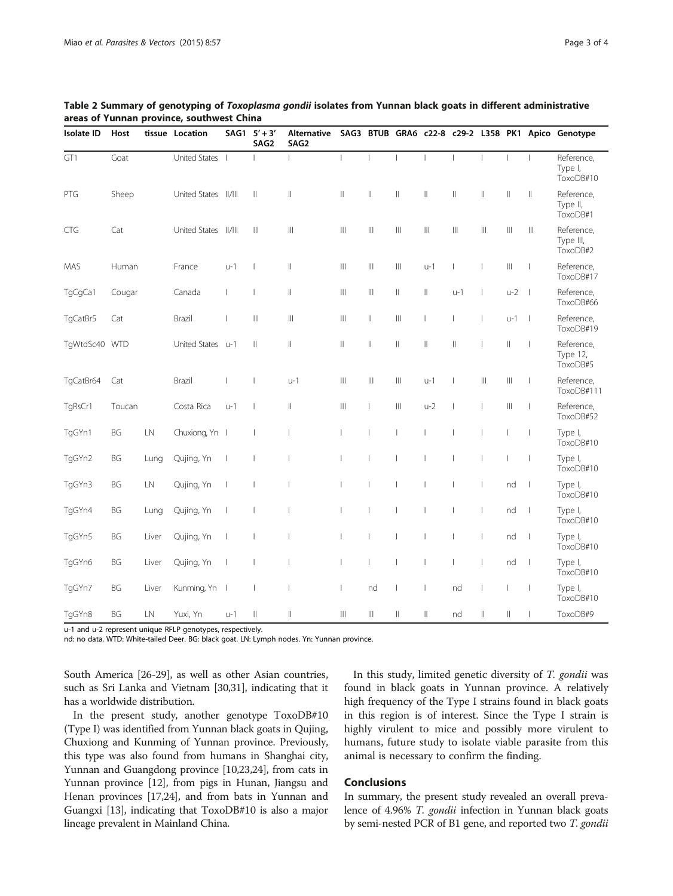**Table 2 Summary of genotyping of *Toxoplasma gondii* isolates from Yunnan black goats in different administrative areas of Yunnan province, southwest China**

| Isolate ID | Host | tissue | Location | SAG1 | 5′ + 3′ SAG2 | Alternative SAG2 | SAG3 | BTUB | GRA6 | c22-8 | c29-2 | L358 | PK1 | Apico | Genotype |
|---|---|---|---|---|---|---|---|---|---|---|---|---|---|---|---|
| GT1 | Goat | | United States | I | I | I | I | I | I | I | I | I | I | I | Reference, Type I, ToxoDB#10 |
| PTG | Sheep | | United States | II/III | II | II | II | II | II | II | II | II | II | II | Reference, Type II, ToxoDB#1 |
| CTG | Cat | | United States | II/III | III | III | III | III | III | III | III | III | III | III | Reference, Type III, ToxoDB#2 |
| MAS | Human | | France | u-1 | I | II | III | III | III | u-1 | I | I | III | I | Reference, ToxoDB#17 |
| TgCgCa1 | Cougar | | Canada | I | I | II | III | III | II | II | u-1 | I | u-2 | I | Reference, ToxoDB#66 |
| TgCatBr5 | Cat | | Brazil | I | III | III | III | II | III | I | I | I | u-1 | I | Reference, ToxoDB#19 |
| TgWtdSc40 | WTD | | United States | u-1 | II | II | II | II | II | II | II | I | II | I | Reference, Type 12, ToxoDB#5 |
| TgCatBr64 | Cat | | Brazil | I | I | u-1 | III | III | III | u-1 | I | III | III | I | Reference, ToxoDB#111 |
| TgRsCr1 | Toucan | | Costa Rica | u-1 | I | II | III | I | III | u-2 | I | I | III | I | Reference, ToxoDB#52 |
| TgGYn1 | BG | LN | Chuxiong, Yn | I | I | I | I | I | I | I | I | I | I | I | Type I, ToxoDB#10 |
| TgGYn2 | BG | Lung | Qujing, Yn | I | I | I | I | I | I | I | I | I | I | I | Type I, ToxoDB#10 |
| TgGYn3 | BG | LN | Qujing, Yn | I | I | I | I | I | I | I | I | I | nd | I | Type I, ToxoDB#10 |
| TgGYn4 | BG | Lung | Qujing, Yn | I | I | I | I | I | I | I | I | I | nd | I | Type I, ToxoDB#10 |
| TgGYn5 | BG | Liver | Qujing, Yn | I | I | I | I | I | I | I | I | I | nd | I | Type I, ToxoDB#10 |
| TgGYn6 | BG | Liver | Qujing, Yn | I | I | I | I | I | I | I | I | I | nd | I | Type I, ToxoDB#10 |
| TgGYn7 | BG | Liver | Kunming, Yn | I | I | I | I | nd | I | I | nd | I | I | I | Type I, ToxoDB#10 |
| TgGYn8 | BG | LN | Yuxi, Yn | u-1 | II | II | III | III | II | II | nd | II | II | I | ToxoDB#9 |

u-1 and u-2 represent unique RFLP genotypes, respectively.
nd: no data. WTD: White-tailed Deer. BG: black goat. LN: Lymph nodes. Yn: Yunnan province.

South America [26-29], as well as other Asian countries, such as Sri Lanka and Vietnam [30,31], indicating that it has a worldwide distribution.

In the present study, another genotype ToxoDB#10 (Type I) was identified from Yunnan black goats in Qujing, Chuxiong and Kunming of Yunnan province. Previously, this type was also found from humans in Shanghai city, Yunnan and Guangdong province [10,23,24], from cats in Yunnan province [12], from pigs in Hunan, Jiangsu and Henan provinces [17,24], and from bats in Yunnan and Guangxi [13], indicating that ToxoDB#10 is also a major lineage prevalent in Mainland China.

In this study, limited genetic diversity of *T. gondii* was found in black goats in Yunnan province. A relatively high frequency of the Type I strains found in black goats in this region is of interest. Since the Type I strain is highly virulent to mice and possibly more virulent to humans, future study to isolate viable parasite from this animal is necessary to confirm the finding.

## Conclusions

In summary, the present study revealed an overall prevalence of 4.96% *T. gondii* infection in Yunnan black goats by semi-nested PCR of B1 gene, and reported two *T. gondii*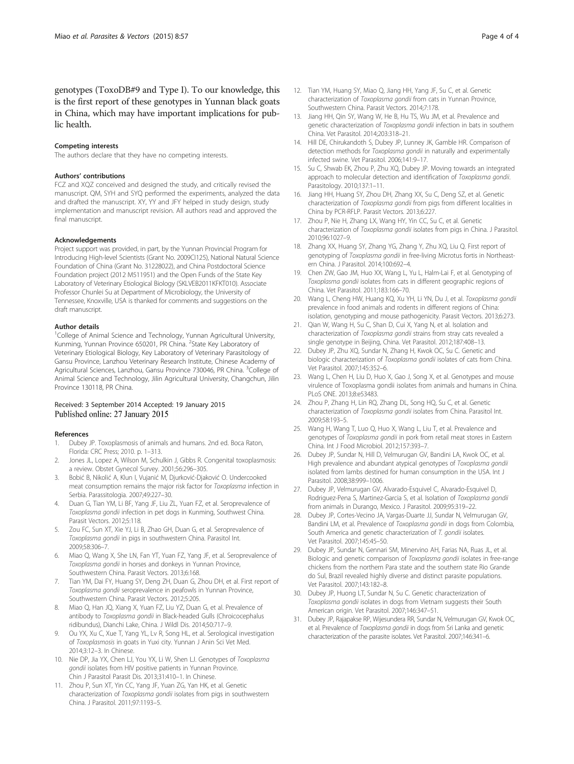genotypes (ToxoDB#9 and Type I). To our knowledge, this is the first report of these genotypes in Yunnan black goats in China, which may have important implications for public health.

#### Competing interests

The authors declare that they have no competing interests.

#### Authors' contributions

FCZ and XQZ conceived and designed the study, and critically revised the manuscript. QM, SYH and SYQ performed the experiments, analyzed the data and drafted the manuscript. XY, YY and JFY helped in study design, study implementation and manuscript revision. All authors read and approved the final manuscript.

#### Acknowledgements

Project support was provided, in part, by the Yunnan Provincial Program for Introducing High-level Scientists (Grant No. 2009CI125), National Natural Science Foundation of China (Grant No. 31228022), and China Postdoctoral Science Foundation project (2012 M511951) and the Open Funds of the State Key Laboratory of Veterinary Etiological Biology (SKLVEB2011KFKT010). Associate Professor Chunlei Su at Department of Microbiology, the University of Tennessee, Knoxville, USA is thanked for comments and suggestions on the draft manuscript.

#### Author details

[1]College of Animal Science and Technology, Yunnan Agricultural University, Kunming, Yunnan Province 650201, PR China. [2]State Key Laboratory of Veterinary Etiological Biology, Key Laboratory of Veterinary Parasitology of Gansu Province, Lanzhou Veterinary Research Institute, Chinese Academy of Agricultural Sciences, Lanzhou, Gansu Province 730046, PR China. [3]College of Animal Science and Technology, Jilin Agricultural University, Changchun, Jilin Province 130118, PR China.

Received: 3 September 2014 Accepted: 19 January 2015
Published online: 27 January 2015

#### References

1. Dubey JP. Toxoplasmosis of animals and humans. 2nd ed. Boca Raton, Florida: CRC Press; 2010. p. 1–313.
2. Jones JL, Lopez A, Wilson M, Schulkin J, Gibbs R. Congenital toxoplasmosis: a review. Obstet Gynecol Survey. 2001;56:296–305.
3. Bobić B, Nikolić A, Klun I, Vujanić M, Djurković-Djaković O. Undercooked meat consumption remains the major risk factor for *Toxoplasma* infection in Serbia. Parassitologia. 2007;49:227–30.
4. Duan G, Tian YM, Li BF, Yang JF, Liu ZL, Yuan FZ, et al. Seroprevalence of *Toxoplasma gondii* infection in pet dogs in Kunming, Southwest China. Parasit Vectors. 2012;5:118.
5. Zou FC, Sun XT, Xie YJ, Li B, Zhao GH, Duan G, et al. Seroprevalence of *Toxoplasma gondii* in pigs in southwestern China. Parasitol Int. 2009;58:306–7.
6. Miao Q, Wang X, She LN, Fan YT, Yuan FZ, Yang JF, et al. Seroprevalence of *Toxoplasma gondii* in horses and donkeys in Yunnan Province, Southwestern China. Parasit Vectors. 2013;6:168.
7. Tian YM, Dai FY, Huang SY, Deng ZH, Duan G, Zhou DH, et al. First report of *Toxoplasma gondii* seroprevalence in peafowls in Yunnan Province, Southwestern China. Parasit Vectors. 2012;5:205.
8. Miao Q, Han JQ, Xiang X, Yuan FZ, Liu YZ, Duan G, et al. Prevalence of antibody to *Toxoplasma gondii* in Black-headed Gulls (Chroicocephalus ridibundus), Dianchi Lake, China. J Wildl Dis. 2014;50:717–9.
9. Ou YX, Xu C, Xue T, Yang YL, Lv R, Song HL, et al. Serological investigation of *Toxoplasmosis* in goats in Yuxi city. Yunnan J Anin Sci Vet Med. 2014;3:12–3. In Chinese.
10. Nie DP, Jia YX, Chen LJ, You YX, Li W, Shen LJ. Genotypes of *Toxoplasma gondii* isolates from HIV positive patients in Yunnan Province. Chin J Parasitol Parasit Dis. 2013;31:410–1. In Chinese.
11. Zhou P, Sun XT, Yin CC, Yang JF, Yuan ZG, Yan HK, et al. Genetic characterization of *Toxoplasma gondii* isolates from pigs in southwestern China. J Parasitol. 2011;97:1193–5.
12. Tian YM, Huang SY, Miao Q, Jiang HH, Yang JF, Su C, et al. Genetic characterization of *Toxoplasma gondii* from cats in Yunnan Province, Southwestern China. Parasit Vectors. 2014;7:178.
13. Jiang HH, Qin SY, Wang W, He B, Hu TS, Wu JM, et al. Prevalence and genetic characterization of *Toxoplasma gondii* infection in bats in southern China. Vet Parasitol. 2014;203:318–21.
14. Hill DE, Chirukandoth S, Dubey JP, Lunney JK, Gamble HR. Comparison of detection methods for *Toxoplasma gondii* in naturally and experimentally infected swine. Vet Parasitol. 2006;141:9–17.
15. Su C, Shwab EK, Zhou P, Zhu XQ, Dubey JP. Moving towards an integrated approach to molecular detection and identification of *Toxoplasma gondii*. Parasitology. 2010;137:1–11.
16. Jiang HH, Huang SY, Zhou DH, Zhang XX, Su C, Deng SZ, et al. Genetic characterization of *Toxoplasma gondii* from pigs from different localities in China by PCR-RFLP. Parasit Vectors. 2013;6:227.
17. Zhou P, Nie H, Zhang LX, Wang HY, Yin CC, Su C, et al. Genetic characterization of *Toxoplasma gondii* isolates from pigs in China. J Parasitol. 2010;96:1027–9.
18. Zhang XX, Huang SY, Zhang YG, Zhang Y, Zhu XQ, Liu Q. First report of genotyping of *Toxoplasma gondii* in free-living Microtus fortis in Northeastern China. J Parasitol. 2014;100:692–4.
19. Chen ZW, Gao JM, Huo XX, Wang L, Yu L, Halm-Lai F, et al. Genotyping of *Toxoplasma gondii* isolates from cats in different geographic regions of China. Vet Parasitol. 2011;183:166–70.
20. Wang L, Cheng HW, Huang KQ, Xu YH, Li YN, Du J, et al. *Toxoplasma gondii* prevalence in food animals and rodents in different regions of China: isolation, genotyping and mouse pathogenicity. Parasit Vectors. 2013;6:273.
21. Qian W, Wang H, Su C, Shan D, Cui X, Yang N, et al. Isolation and characterization of *Toxoplasma gondii* strains from stray cats revealed a single genotype in Beijing, China. Vet Parasitol. 2012;187:408–13.
22. Dubey JP, Zhu XQ, Sundar N, Zhang H, Kwok OC, Su C. Genetic and biologic characterization of *Toxoplasma gondii* isolates of cats from China. Vet Parasitol. 2007;145:352–6.
23. Wang L, Chen H, Liu D, Huo X, Gao J, Song X, et al. Genotypes and mouse virulence of Toxoplasma gondii isolates from animals and humans in China. PLoS ONE. 2013;8:e53483.
24. Zhou P, Zhang H, Lin RQ, Zhang DL, Song HQ, Su C, et al. Genetic characterization of *Toxoplasma gondii* isolates from China. Parasitol Int. 2009;58:193–5.
25. Wang H, Wang T, Luo Q, Huo X, Wang L, Liu T, et al. Prevalence and genotypes of *Toxoplasma gondii* in pork from retail meat stores in Eastern China. Int J Food Microbiol. 2012;157:393–7.
26. Dubey JP, Sundar N, Hill D, Velmurugan GV, Bandini LA, Kwok OC, et al. High prevalence and abundant atypical genotypes of *Toxoplasma gondii* isolated from lambs destined for human consumption in the USA. Int J Parasitol. 2008;38:999–1006.
27. Dubey JP, Velmurugan GV, Alvarado-Esquivel C, Alvarado-Esquivel D, Rodriguez-Pena S, Martinez-Garcia S, et al. Isolation of *Toxoplasma gondii* from animals in Durango, Mexico. J Parasitol. 2009;95:319–22.
28. Dubey JP, Cortes-Vecino JA, Vargas-Duarte JJ, Sundar N, Velmurugan GV, Bandini LM, et al. Prevalence of *Toxoplasma gondii* in dogs from Colombia, South America and genetic characterization of *T. gondii* isolates. Vet Parasitol. 2007;145:45–50.
29. Dubey JP, Sundar N, Gennari SM, Minervino AH, Farias NA, Ruas JL, et al. Biologic and genetic comparison of *Toxoplasma gondii* isolates in free-range chickens from the northern Para state and the southern state Rio Grande do Sul, Brazil revealed highly diverse and distinct parasite populations. Vet Parasitol. 2007;143:182–8.
30. Dubey JP, Huong LT, Sundar N, Su C. Genetic characterization of *Toxoplasma gondii* isolates in dogs from Vietnam suggests their South American origin. Vet Parasitol. 2007;146:347–51.
31. Dubey JP, Rajapakse RP, Wijesundera RR, Sundar N, Velmurugan GV, Kwok OC, et al. Prevalence of *Toxoplasma gondii* in dogs from Sri Lanka and genetic characterization of the parasite isolates. Vet Parasitol. 2007;146:341–6.